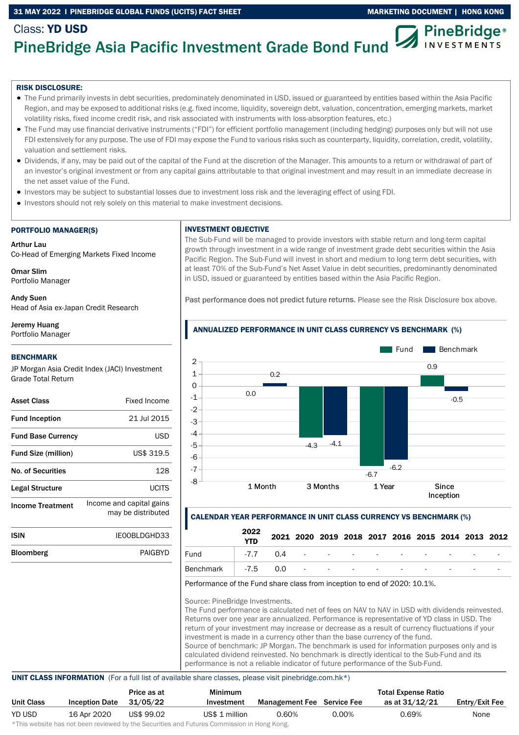Class: **YD USD**

# PineBridge Asia Pacific Investment Grade Bond Fund

**RISK DISCLOSURE:**

- The Fund primarily invests in debt securities, predominately denominated in USD, issued or guaranteed by entities based within the Asia Pacific Region, and may be exposed to additional risks (e.g. fixed income, liquidity, sovereign debt, valuation, concentration, emerging markets, market volatility risks, fixed income credit risk, and risk associated with instruments with loss-absorption features, etc.)
- The Fund may use financial derivative instruments ("FDI") for efficient portfolio management (including hedging) purposes only but will not use FDI extensively for any purpose. The use of FDI may expose the Fund to various risks such as counterparty, liquidity, correlation, credit, volatility, valuation and settlement risks.
- Dividends, if any, may be paid out of the capital of the Fund at the discretion of the Manager. This amounts to a return or withdrawal of part of an investor's original investment or from any capital gains attributable to that original investment and may result in an immediate decrease in the net asset value of the Fund.
- Investors may be subject to substantial losses due to investment loss risk and the leveraging effect of using FDI.
- Investors should not rely solely on this material to make investment decisions.

## PORTFOLIO MANAGER(S)

**Arthur Lau**
Co-Head of Emerging Markets Fixed Income

**Omar Slim**
Portfolio Manager

**Andy Suen**
Head of Asia ex-Japan Credit Research

**Jeremy Huang**
Portfolio Manager

## BENCHMARK

JP Morgan Asia Credit Index (JACI) Investment Grade Total Return

| | |
|---|---|
| **Asset Class** | Fixed Income |
| **Fund Inception** | 21 Jul 2015 |
| **Fund Base Currency** | USD |
| **Fund Size (million)** | US$ 319.5 |
| **No. of Securities** | 128 |
| **Legal Structure** | UCITS |
| **Income Treatment** | Income and capital gains may be distributed |
| **ISIN** | IE00BLDGHD33 |
| **Bloomberg** | PAIGBYD |

## INVESTMENT OBJECTIVE

The Sub-Fund will be managed to provide investors with stable return and long-term capital growth through investment in a wide range of investment grade debt securities within the Asia Pacific Region. The Sub-Fund will invest in short and medium to long term debt securities, with at least 70% of the Sub-Fund's Net Asset Value in debt securities, predominantly denominated in USD, issued or guaranteed by entities based within the Asia Pacific Region.

Past performance does not predict future returns. Please see the Risk Disclosure box above.

## ANNUALIZED PERFORMANCE IN UNIT CLASS CURRENCY VS BENCHMARK (%)

| | 1 Month | 3 Months | 1 Year | Since Inception |
|---|---|---|---|---|
| Fund | 0.0 | -4.3 | -6.7 | 0.9 |
| Benchmark | 0.2 | -4.1 | -6.2 | -0.5 |

## CALENDAR YEAR PERFORMANCE IN UNIT CLASS CURRENCY VS BENCHMARK (%)

| | 2022 YTD | 2021 | 2020 | 2019 | 2018 | 2017 | 2016 | 2015 | 2014 | 2013 | 2012 |
|---|---|---|---|---|---|---|---|---|---|---|---|
| Fund | -7.7 | 0.4 | - | - | - | - | - | - | - | - | - |
| Benchmark | -7.5 | 0.0 | - | - | - | - | - | - | - | - | - |

Performance of the Fund share class from inception to end of 2020: 10.1%.

Source: PineBridge Investments.
The Fund performance is calculated net of fees on NAV to NAV in USD with dividends reinvested. Returns over one year are annualized. Performance is representative of YD class in USD. The return of your investment may increase or decrease as a result of currency fluctuations if your investment is made in a currency other than the base currency of the fund.
Source of benchmark: JP Morgan. The benchmark is used for information purposes only and is calculated dividend reinvested. No benchmark is directly identical to the Sub-Fund and its performance is not a reliable indicator of future performance of the Sub-Fund.

## UNIT CLASS INFORMATION (For a full list of available share classes, please visit pinebridge.com.hk*)

| Unit Class | Inception Date | Price as at 31/05/22 | Minimum Investment | Management Fee | Service Fee | Total Expense Ratio as at 31/12/21 | Entry/Exit Fee |
|---|---|---|---|---|---|---|---|
| YD USD | 16 Apr 2020 | US$ 99.02 | US$ 1 million | 0.60% | 0.00% | 0.69% | None |

*This website has not been reviewed by the Securities and Futures Commission in Hong Kong.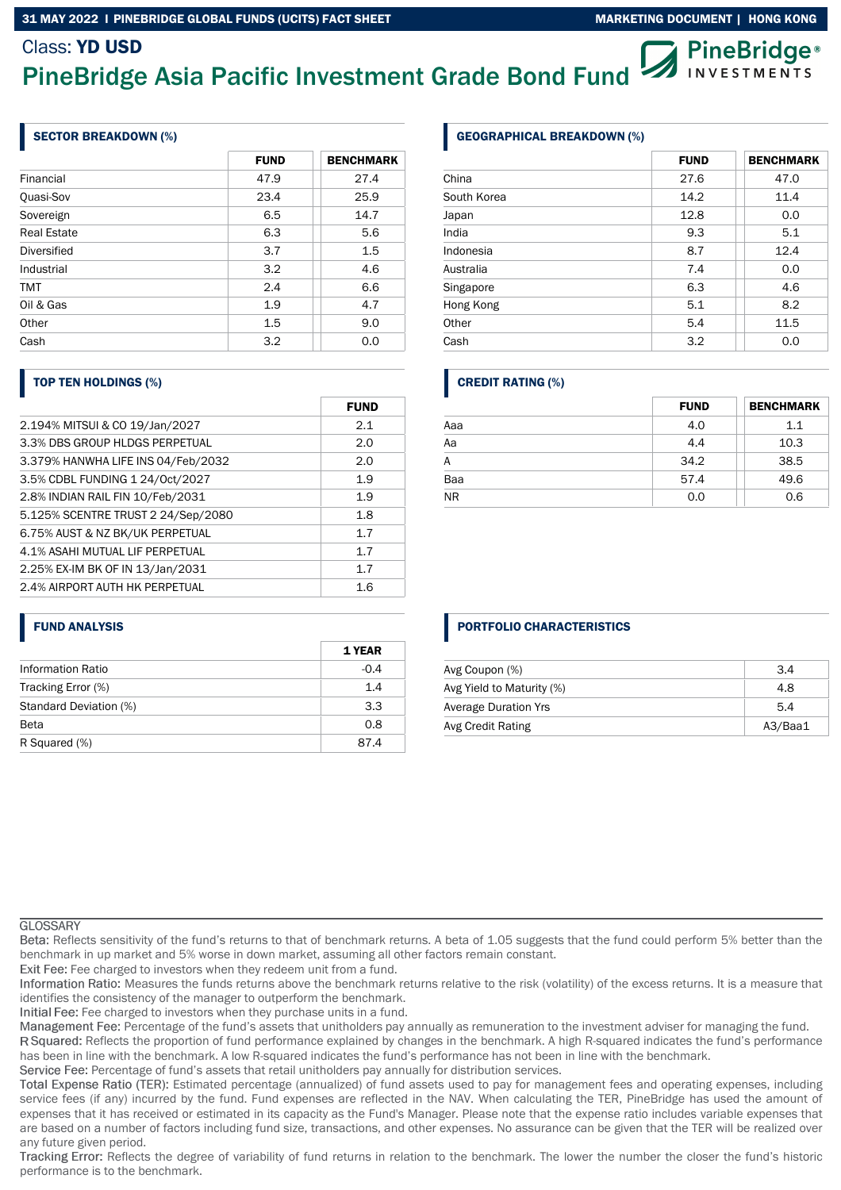Class: **YD USD**

# PineBridge Asia Pacific Investment Grade Bond Fund

## SECTOR BREAKDOWN (%)

| | FUND | BENCHMARK |
|---|---|---|
| Financial | 47.9 | 27.4 |
| Quasi-Sov | 23.4 | 25.9 |
| Sovereign | 6.5 | 14.7 |
| Real Estate | 6.3 | 5.6 |
| Diversified | 3.7 | 1.5 |
| Industrial | 3.2 | 4.6 |
| TMT | 2.4 | 6.6 |
| Oil & Gas | 1.9 | 4.7 |
| Other | 1.5 | 9.0 |
| Cash | 3.2 | 0.0 |

## GEOGRAPHICAL BREAKDOWN (%)

| | FUND | BENCHMARK |
|---|---|---|
| China | 27.6 | 47.0 |
| South Korea | 14.2 | 11.4 |
| Japan | 12.8 | 0.0 |
| India | 9.3 | 5.1 |
| Indonesia | 8.7 | 12.4 |
| Australia | 7.4 | 0.0 |
| Singapore | 6.3 | 4.6 |
| Hong Kong | 5.1 | 8.2 |
| Other | 5.4 | 11.5 |
| Cash | 3.2 | 0.0 |

## TOP TEN HOLDINGS (%)

| | FUND |
|---|---|
| 2.194% MITSUI & CO 19/Jan/2027 | 2.1 |
| 3.3% DBS GROUP HLDGS PERPETUAL | 2.0 |
| 3.379% HANWHA LIFE INS 04/Feb/2032 | 2.0 |
| 3.5% CDBL FUNDING 1 24/Oct/2027 | 1.9 |
| 2.8% INDIAN RAIL FIN 10/Feb/2031 | 1.9 |
| 5.125% SCENTRE TRUST 2 24/Sep/2080 | 1.8 |
| 6.75% AUST & NZ BK/UK PERPETUAL | 1.7 |
| 4.1% ASAHI MUTUAL LIF PERPETUAL | 1.7 |
| 2.25% EX-IM BK OF IN 13/Jan/2031 | 1.7 |
| 2.4% AIRPORT AUTH HK PERPETUAL | 1.6 |

## CREDIT RATING (%)

| | FUND | BENCHMARK |
|---|---|---|
| Aaa | 4.0 | 1.1 |
| Aa | 4.4 | 10.3 |
| A | 34.2 | 38.5 |
| Baa | 57.4 | 49.6 |
| NR | 0.0 | 0.6 |

## FUND ANALYSIS

| | 1 YEAR |
|---|---|
| Information Ratio | -0.4 |
| Tracking Error (%) | 1.4 |
| Standard Deviation (%) | 3.3 |
| Beta | 0.8 |
| R Squared (%) | 87.4 |

## PORTFOLIO CHARACTERISTICS

| | |
|---|---|
| Avg Coupon (%) | 3.4 |
| Avg Yield to Maturity (%) | 4.8 |
| Average Duration Yrs | 5.4 |
| Avg Credit Rating | A3/Baa1 |

GLOSSARY

Beta: Reflects sensitivity of the fund's returns to that of benchmark returns. A beta of 1.05 suggests that the fund could perform 5% better than the benchmark in up market and 5% worse in down market, assuming all other factors remain constant.

Exit Fee: Fee charged to investors when they redeem unit from a fund.

Information Ratio: Measures the funds returns above the benchmark returns relative to the risk (volatility) of the excess returns. It is a measure that identifies the consistency of the manager to outperform the benchmark.

Initial Fee: Fee charged to investors when they purchase units in a fund.

Management Fee: Percentage of the fund's assets that unitholders pay annually as remuneration to the investment adviser for managing the fund.

R Squared: Reflects the proportion of fund performance explained by changes in the benchmark. A high R-squared indicates the fund's performance has been in line with the benchmark. A low R-squared indicates the fund's performance has not been in line with the benchmark.

Service Fee: Percentage of fund's assets that retail unitholders pay annually for distribution services.

Total Expense Ratio (TER): Estimated percentage (annualized) of fund assets used to pay for management fees and operating expenses, including service fees (if any) incurred by the fund. Fund expenses are reflected in the NAV. When calculating the TER, PineBridge has used the amount of expenses that it has received or estimated in its capacity as the Fund's Manager. Please note that the expense ratio includes variable expenses that are based on a number of factors including fund size, transactions, and other expenses. No assurance can be given that the TER will be realized over any future given period.

Tracking Error: Reflects the degree of variability of fund returns in relation to the benchmark. The lower the number the closer the fund's historic performance is to the benchmark.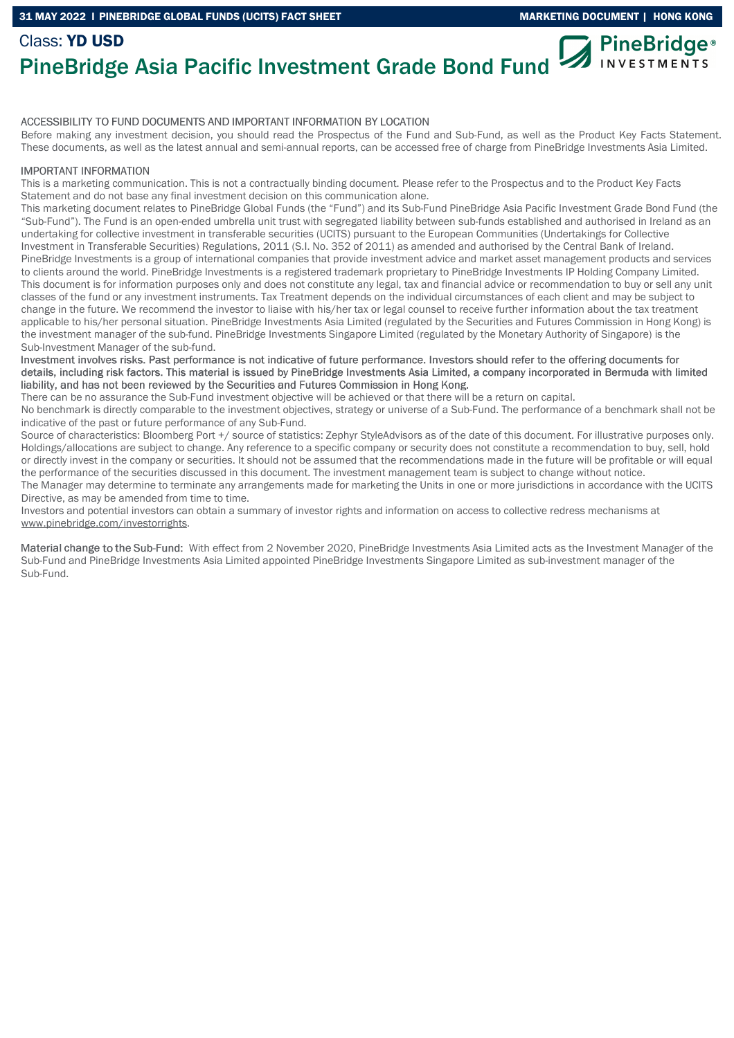Class: **YD USD**

# PineBridge Asia Pacific Investment Grade Bond Fund

ACCESSIBILITY TO FUND DOCUMENTS AND IMPORTANT INFORMATION BY LOCATION

Before making any investment decision, you should read the Prospectus of the Fund and Sub-Fund, as well as the Product Key Facts Statement. These documents, as well as the latest annual and semi-annual reports, can be accessed free of charge from PineBridge Investments Asia Limited.

IMPORTANT INFORMATION

This is a marketing communication. This is not a contractually binding document. Please refer to the Prospectus and to the Product Key Facts Statement and do not base any final investment decision on this communication alone.

This marketing document relates to PineBridge Global Funds (the "Fund") and its Sub-Fund PineBridge Asia Pacific Investment Grade Bond Fund (the "Sub-Fund"). The Fund is an open-ended umbrella unit trust with segregated liability between sub-funds established and authorised in Ireland as an undertaking for collective investment in transferable securities (UCITS) pursuant to the European Communities (Undertakings for Collective Investment in Transferable Securities) Regulations, 2011 (S.I. No. 352 of 2011) as amended and authorised by the Central Bank of Ireland.

PineBridge Investments is a group of international companies that provide investment advice and market asset management products and services to clients around the world. PineBridge Investments is a registered trademark proprietary to PineBridge Investments IP Holding Company Limited.

This document is for information purposes only and does not constitute any legal, tax and financial advice or recommendation to buy or sell any unit classes of the fund or any investment instruments. Tax Treatment depends on the individual circumstances of each client and may be subject to change in the future. We recommend the investor to liaise with his/her tax or legal counsel to receive further information about the tax treatment applicable to his/her personal situation. PineBridge Investments Asia Limited (regulated by the Securities and Futures Commission in Hong Kong) is the investment manager of the sub-fund. PineBridge Investments Singapore Limited (regulated by the Monetary Authority of Singapore) is the Sub-Investment Manager of the sub-fund.

Investment involves risks. Past performance is not indicative of future performance. Investors should refer to the offering documents for details, including risk factors. This material is issued by PineBridge Investments Asia Limited, a company incorporated in Bermuda with limited liability, and has not been reviewed by the Securities and Futures Commission in Hong Kong.

There can be no assurance the Sub-Fund investment objective will be achieved or that there will be a return on capital.

No benchmark is directly comparable to the investment objectives, strategy or universe of a Sub-Fund. The performance of a benchmark shall not be indicative of the past or future performance of any Sub-Fund.

Source of characteristics: Bloomberg Port +/ source of statistics: Zephyr StyleAdvisors as of the date of this document. For illustrative purposes only. Holdings/allocations are subject to change. Any reference to a specific company or security does not constitute a recommendation to buy, sell, hold or directly invest in the company or securities. It should not be assumed that the recommendations made in the future will be profitable or will equal the performance of the securities discussed in this document. The investment management team is subject to change without notice.

The Manager may determine to terminate any arrangements made for marketing the Units in one or more jurisdictions in accordance with the UCITS Directive, as may be amended from time to time.

Investors and potential investors can obtain a summary of investor rights and information on access to collective redress mechanisms at www.pinebridge.com/investorrights.

Material change to the Sub-Fund: With effect from 2 November 2020, PineBridge Investments Asia Limited acts as the Investment Manager of the Sub-Fund and PineBridge Investments Asia Limited appointed PineBridge Investments Singapore Limited as sub-investment manager of the Sub-Fund.